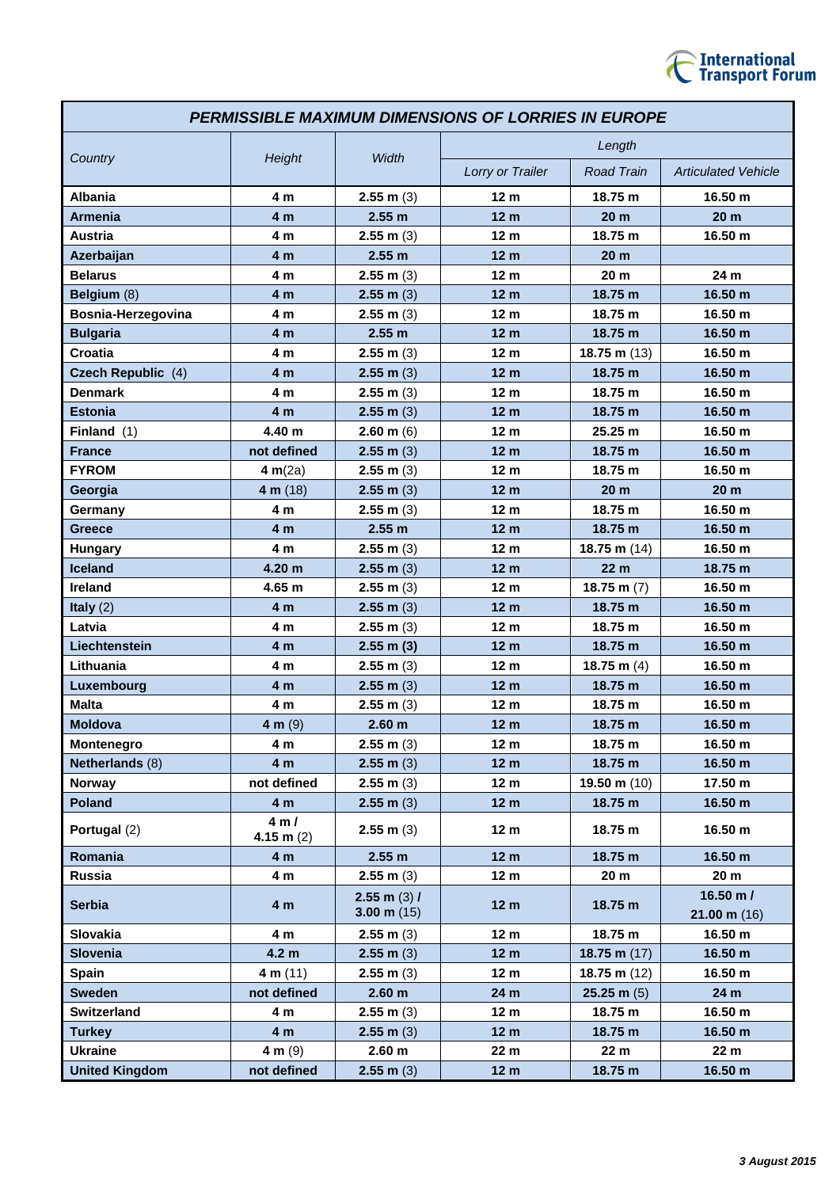| *PERMISSIBLE MAXIMUM DIMENSIONS OF LORRIES IN EUROPE* | | | | | |
|---|---|---|---|---|---|
| *Country* | *Height* | *Width* | *Length* | | |
| | | | *Lorry or Trailer* | *Road Train* | *Articulated Vehicle* |
| **Albania** | **4 m** | **2.55 m** (3) | **12 m** | **18.75 m** | **16.50 m** |
| **Armenia** | **4 m** | **2.55 m** | **12 m** | **20 m** | **20 m** |
| **Austria** | **4 m** | **2.55 m** (3) | **12 m** | **18.75 m** | **16.50 m** |
| **Azerbaijan** | **4 m** | **2.55 m** | **12 m** | **20 m** | |
| **Belarus** | **4 m** | **2.55 m** (3) | **12 m** | **20 m** | **24 m** |
| **Belgium** (8) | **4 m** | **2.55 m** (3) | **12 m** | **18.75 m** | **16.50 m** |
| **Bosnia-Herzegovina** | **4 m** | **2.55 m** (3) | **12 m** | **18.75 m** | **16.50 m** |
| **Bulgaria** | **4 m** | **2.55 m** | **12 m** | **18.75 m** | **16.50 m** |
| **Croatia** | **4 m** | **2.55 m** (3) | **12 m** | **18.75 m** (13) | **16.50 m** |
| **Czech Republic** (4) | **4 m** | **2.55 m** (3) | **12 m** | **18.75 m** | **16.50 m** |
| **Denmark** | **4 m** | **2.55 m** (3) | **12 m** | **18.75 m** | **16.50 m** |
| **Estonia** | **4 m** | **2.55 m** (3) | **12 m** | **18.75 m** | **16.50 m** |
| **Finland** (1) | **4.40 m** | **2.60 m** (6) | **12 m** | **25.25 m** | **16.50 m** |
| **France** | **not defined** | **2.55 m** (3) | **12 m** | **18.75 m** | **16.50 m** |
| **FYROM** | **4 m**(2a) | **2.55 m** (3) | **12 m** | **18.75 m** | **16.50 m** |
| **Georgia** | **4 m** (18) | **2.55 m** (3) | **12 m** | **20 m** | **20 m** |
| **Germany** | **4 m** | **2.55 m** (3) | **12 m** | **18.75 m** | **16.50 m** |
| **Greece** | **4 m** | **2.55 m** | **12 m** | **18.75 m** | **16.50 m** |
| **Hungary** | **4 m** | **2.55 m** (3) | **12 m** | **18.75 m** (14) | **16.50 m** |
| **Iceland** | **4.20 m** | **2.55 m** (3) | **12 m** | **22 m** | **18.75 m** |
| **Ireland** | **4.65 m** | **2.55 m** (3) | **12 m** | **18.75 m** (7) | **16.50 m** |
| **Italy** (2) | **4 m** | **2.55 m** (3) | **12 m** | **18.75 m** | **16.50 m** |
| **Latvia** | **4 m** | **2.55 m** (3) | **12 m** | **18.75 m** | **16.50 m** |
| **Liechtenstein** | **4 m** | **2.55 m (3)** | **12 m** | **18.75 m** | **16.50 m** |
| **Lithuania** | **4 m** | **2.55 m** (3) | **12 m** | **18.75 m** (4) | **16.50 m** |
| **Luxembourg** | **4 m** | **2.55 m** (3) | **12 m** | **18.75 m** | **16.50 m** |
| **Malta** | **4 m** | **2.55 m** (3) | **12 m** | **18.75 m** | **16.50 m** |
| **Moldova** | **4 m** (9) | **2.60 m** | **12 m** | **18.75 m** | **16.50 m** |
| **Montenegro** | **4 m** | **2.55 m** (3) | **12 m** | **18.75 m** | **16.50 m** |
| **Netherlands** (8) | **4 m** | **2.55 m** (3) | **12 m** | **18.75 m** | **16.50 m** |
| **Norway** | **not defined** | **2.55 m** (3) | **12 m** | **19.50 m** (10) | **17.50 m** |
| **Poland** | **4 m** | **2.55 m** (3) | **12 m** | **18.75 m** | **16.50 m** |
| **Portugal** (2) | **4 m / 4.15 m** (2) | **2.55 m** (3) | **12 m** | **18.75 m** | **16.50 m** |
| **Romania** | **4 m** | **2.55 m** | **12 m** | **18.75 m** | **16.50 m** |
| **Russia** | **4 m** | **2.55 m** (3) | **12 m** | **20 m** | **20 m** |
| **Serbia** | **4 m** | **2.55 m** (3) **/ 3.00 m** (15) | **12 m** | **18.75 m** | **16.50 m / 21.00 m** (16) |
| **Slovakia** | **4 m** | **2.55 m** (3) | **12 m** | **18.75 m** | **16.50 m** |
| **Slovenia** | **4.2 m** | **2.55 m** (3) | **12 m** | **18.75 m** (17) | **16.50 m** |
| **Spain** | **4 m** (11) | **2.55 m** (3) | **12 m** | **18.75 m** (12) | **16.50 m** |
| **Sweden** | **not defined** | **2.60 m** | **24 m** | **25.25 m** (5) | **24 m** |
| **Switzerland** | **4 m** | **2.55 m** (3) | **12 m** | **18.75 m** | **16.50 m** |
| **Turkey** | **4 m** | **2.55 m** (3) | **12 m** | **18.75 m** | **16.50 m** |
| **Ukraine** | **4 m** (9) | **2.60 m** | **22 m** | **22 m** | **22 m** |
| **United Kingdom** | **not defined** | **2.55 m** (3) | **12 m** | **18.75 m** | **16.50 m** |

***3 August 2015***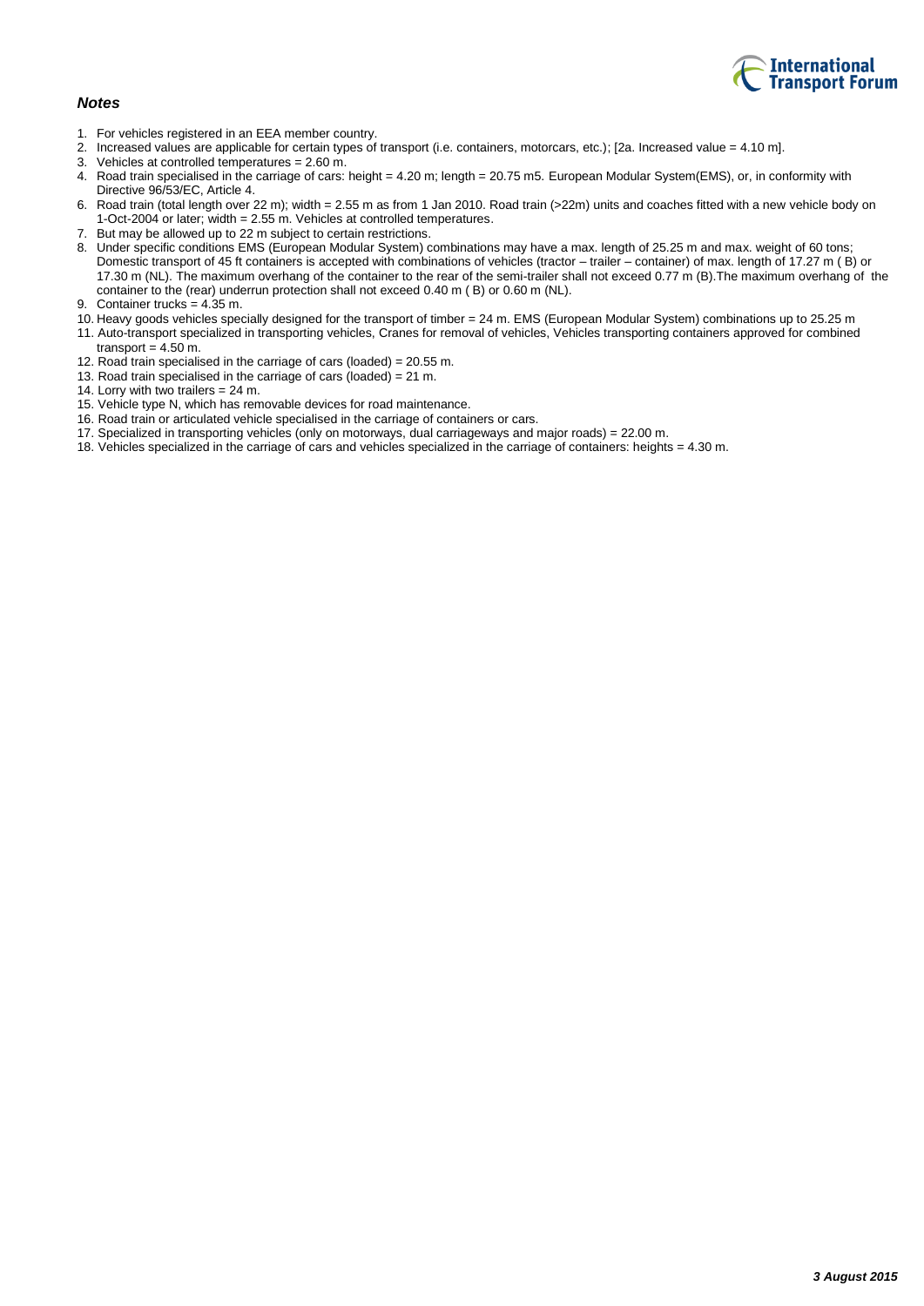***Notes***

1. For vehicles registered in an EEA member country.
2. Increased values are applicable for certain types of transport (i.e. containers, motorcars, etc.); [2a. Increased value = 4.10 m].
3. Vehicles at controlled temperatures = 2.60 m.
4. Road train specialised in the carriage of cars: height = 4.20 m; length = 20.75 m5. European Modular System(EMS), or, in conformity with Directive 96/53/EC, Article 4.
6. Road train (total length over 22 m); width = 2.55 m as from 1 Jan 2010. Road train (>22m) units and coaches fitted with a new vehicle body on 1-Oct-2004 or later; width = 2.55 m. Vehicles at controlled temperatures.
7. But may be allowed up to 22 m subject to certain restrictions.
8. Under specific conditions EMS (European Modular System) combinations may have a max. length of 25.25 m and max. weight of 60 tons; Domestic transport of 45 ft containers is accepted with combinations of vehicles (tractor – trailer – container) of max. length of 17.27 m ( B) or 17.30 m (NL). The maximum overhang of the container to the rear of the semi-trailer shall not exceed 0.77 m (B).The maximum overhang of the container to the (rear) underrun protection shall not exceed 0.40 m ( B) or 0.60 m (NL).
9. Container trucks = 4.35 m.
10. Heavy goods vehicles specially designed for the transport of timber = 24 m. EMS (European Modular System) combinations up to 25.25 m
11. Auto-transport specialized in transporting vehicles, Cranes for removal of vehicles, Vehicles transporting containers approved for combined transport = 4.50 m.
12. Road train specialised in the carriage of cars (loaded) = 20.55 m.
13. Road train specialised in the carriage of cars (loaded) = 21 m.
14. Lorry with two trailers = 24 m.
15. Vehicle type N, which has removable devices for road maintenance.
16. Road train or articulated vehicle specialised in the carriage of containers or cars.
17. Specialized in transporting vehicles (only on motorways, dual carriageways and major roads) = 22.00 m.
18. Vehicles specialized in the carriage of cars and vehicles specialized in the carriage of containers: heights = 4.30 m.

***3 August 2015***